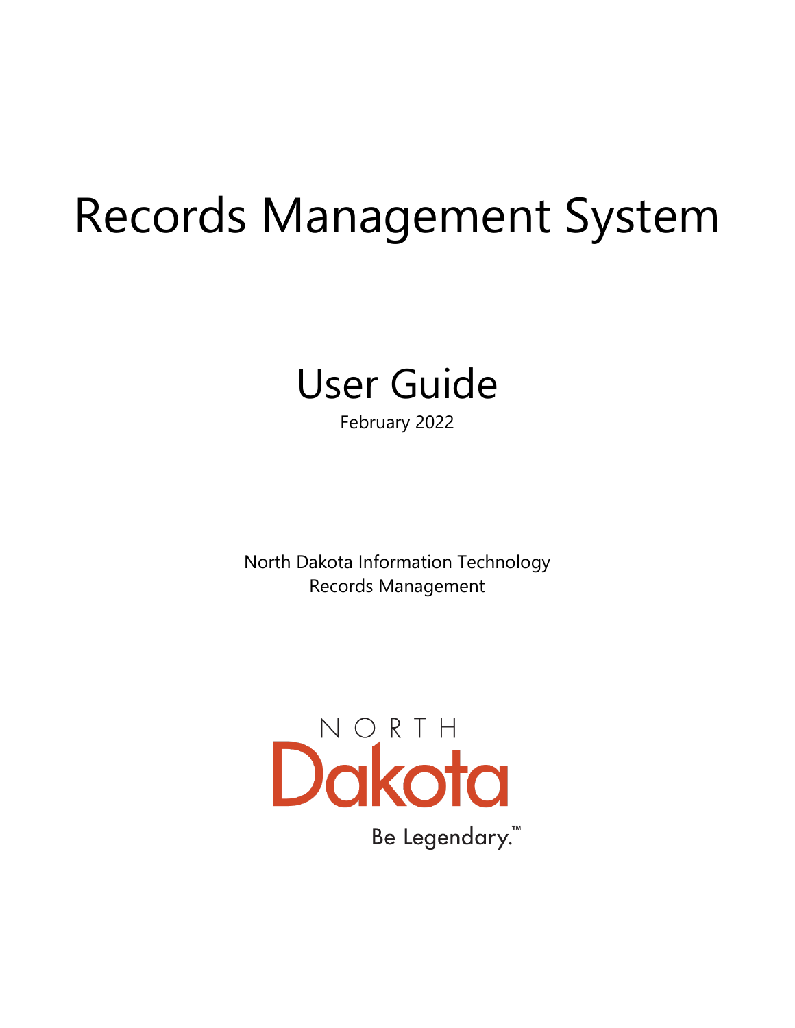# Records Management System

## User Guide

February 2022

North Dakota Information Technology
Records Management

NORTH
Dakota
Be Legendary.™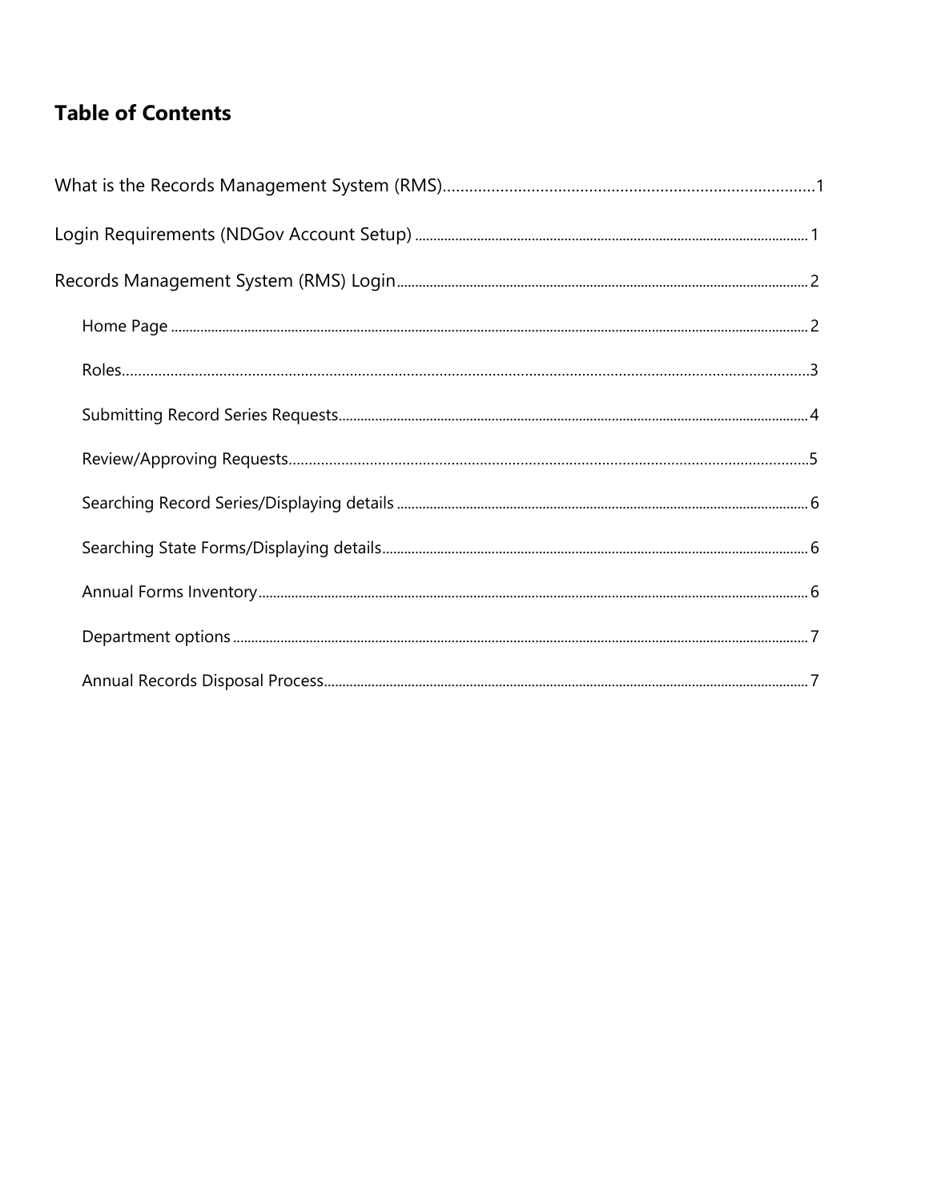# Table of Contents

What is the Records Management System (RMS) ........ 1

Login Requirements (NDGov Account Setup) ........ 1

Records Management System (RMS) Login ........ 2

- Home Page ........ 2
- Roles ........ 3
- Submitting Record Series Requests ........ 4
- Review/Approving Requests ........ 5
- Searching Record Series/Displaying details ........ 6
- Searching State Forms/Displaying details ........ 6
- Annual Forms Inventory ........ 6
- Department options ........ 7
- Annual Records Disposal Process ........ 7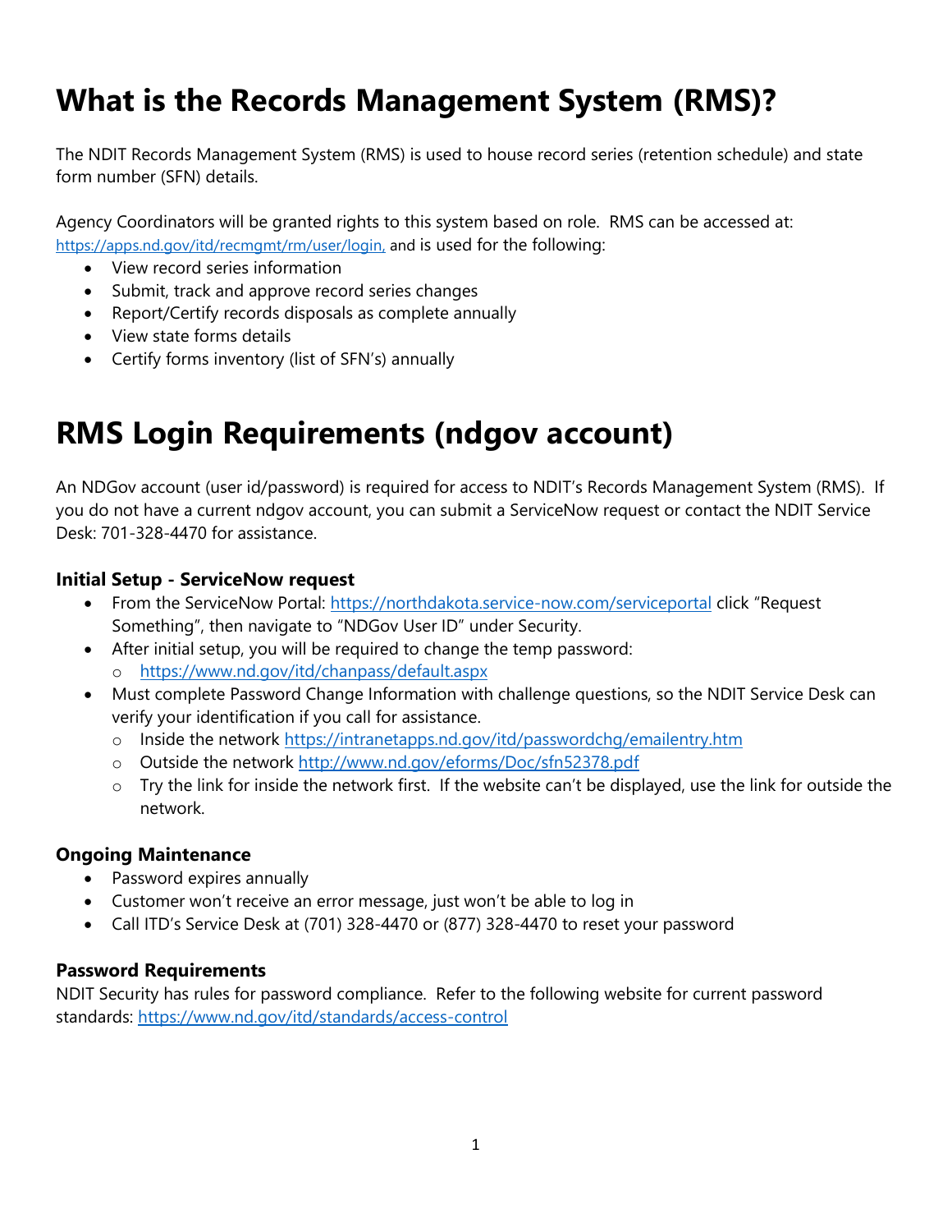# What is the Records Management System (RMS)?

The NDIT Records Management System (RMS) is used to house record series (retention schedule) and state form number (SFN) details.

Agency Coordinators will be granted rights to this system based on role. RMS can be accessed at: https://apps.nd.gov/itd/recmgmt/rm/user/login, and is used for the following:

- View record series information
- Submit, track and approve record series changes
- Report/Certify records disposals as complete annually
- View state forms details
- Certify forms inventory (list of SFN's) annually

# RMS Login Requirements (ndgov account)

An NDGov account (user id/password) is required for access to NDIT's Records Management System (RMS). If you do not have a current ndgov account, you can submit a ServiceNow request or contact the NDIT Service Desk: 701-328-4470 for assistance.

### Initial Setup - ServiceNow request

- From the ServiceNow Portal: https://northdakota.service-now.com/serviceportal click "Request Something", then navigate to "NDGov User ID" under Security.
- After initial setup, you will be required to change the temp password:
  - https://www.nd.gov/itd/chanpass/default.aspx
- Must complete Password Change Information with challenge questions, so the NDIT Service Desk can verify your identification if you call for assistance.
  - Inside the network https://intranetapps.nd.gov/itd/passwordchg/emailentry.htm
  - Outside the network http://www.nd.gov/eforms/Doc/sfn52378.pdf
  - Try the link for inside the network first. If the website can't be displayed, use the link for outside the network.

### Ongoing Maintenance

- Password expires annually
- Customer won't receive an error message, just won't be able to log in
- Call ITD's Service Desk at (701) 328-4470 or (877) 328-4470 to reset your password

### Password Requirements

NDIT Security has rules for password compliance. Refer to the following website for current password standards: https://www.nd.gov/itd/standards/access-control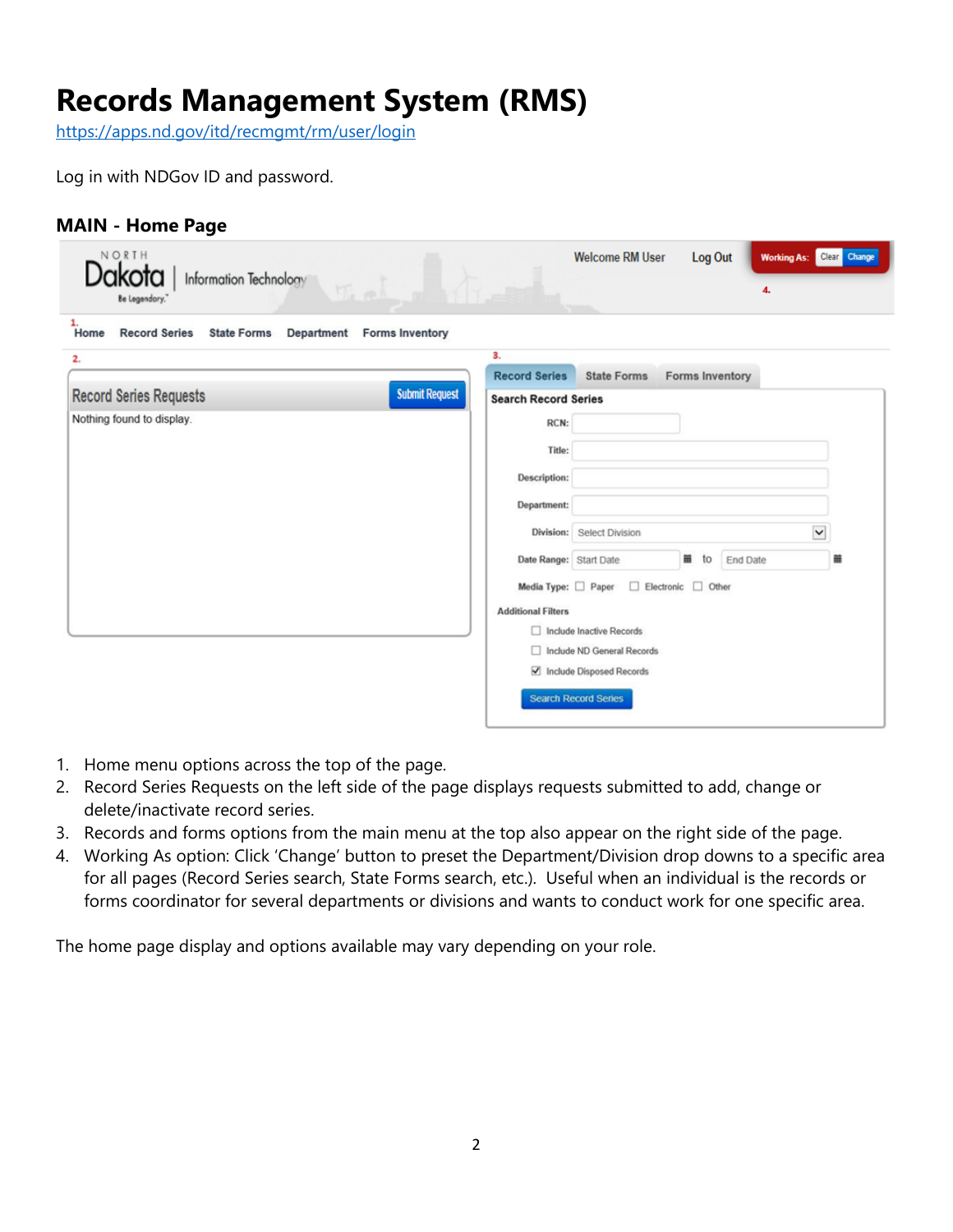# Records Management System (RMS)

https://apps.nd.gov/itd/recmgmt/rm/user/login

Log in with NDGov ID and password.

### MAIN - Home Page

1. Home menu options across the top of the page.
2. Record Series Requests on the left side of the page displays requests submitted to add, change or delete/inactivate record series.
3. Records and forms options from the main menu at the top also appear on the right side of the page.
4. Working As option: Click 'Change' button to preset the Department/Division drop downs to a specific area for all pages (Record Series search, State Forms search, etc.). Useful when an individual is the records or forms coordinator for several departments or divisions and wants to conduct work for one specific area.

The home page display and options available may vary depending on your role.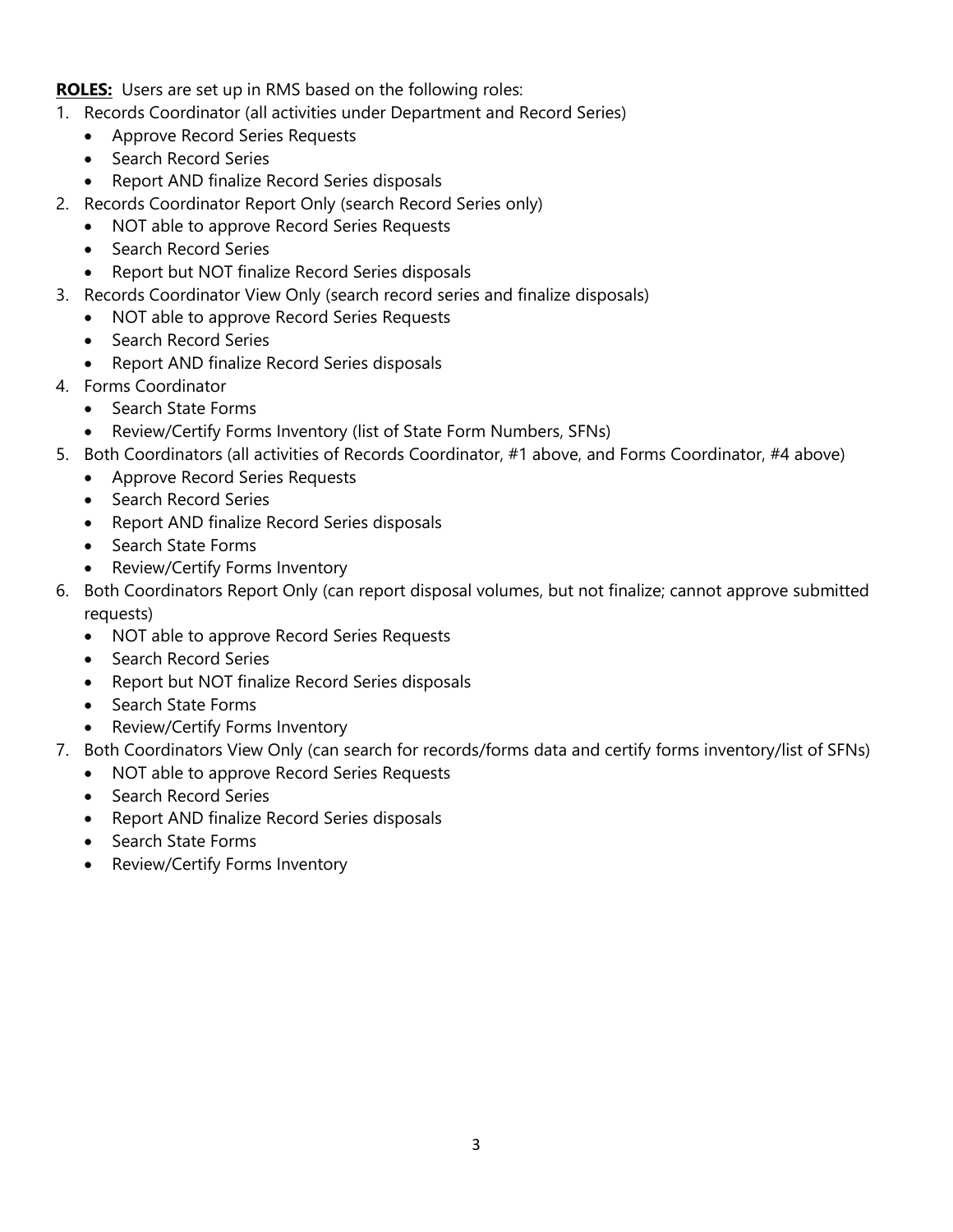**ROLES:** Users are set up in RMS based on the following roles:

1. Records Coordinator (all activities under Department and Record Series)
   - Approve Record Series Requests
   - Search Record Series
   - Report AND finalize Record Series disposals
2. Records Coordinator Report Only (search Record Series only)
   - NOT able to approve Record Series Requests
   - Search Record Series
   - Report but NOT finalize Record Series disposals
3. Records Coordinator View Only (search record series and finalize disposals)
   - NOT able to approve Record Series Requests
   - Search Record Series
   - Report AND finalize Record Series disposals
4. Forms Coordinator
   - Search State Forms
   - Review/Certify Forms Inventory (list of State Form Numbers, SFNs)
5. Both Coordinators (all activities of Records Coordinator, #1 above, and Forms Coordinator, #4 above)
   - Approve Record Series Requests
   - Search Record Series
   - Report AND finalize Record Series disposals
   - Search State Forms
   - Review/Certify Forms Inventory
6. Both Coordinators Report Only (can report disposal volumes, but not finalize; cannot approve submitted requests)
   - NOT able to approve Record Series Requests
   - Search Record Series
   - Report but NOT finalize Record Series disposals
   - Search State Forms
   - Review/Certify Forms Inventory
7. Both Coordinators View Only (can search for records/forms data and certify forms inventory/list of SFNs)
   - NOT able to approve Record Series Requests
   - Search Record Series
   - Report AND finalize Record Series disposals
   - Search State Forms
   - Review/Certify Forms Inventory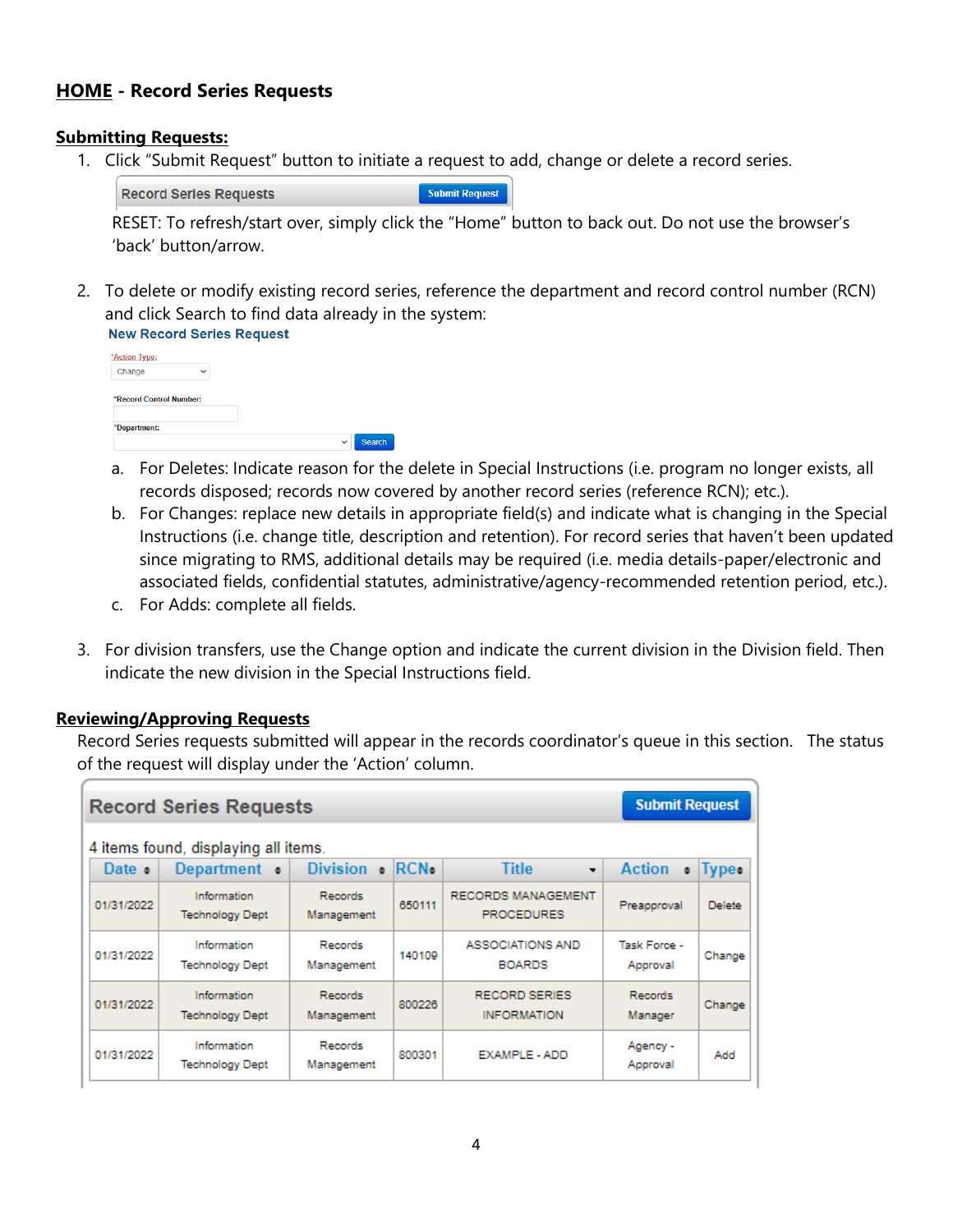## **HOME** - Record Series Requests

### Submitting Requests:

1. Click "Submit Request" button to initiate a request to add, change or delete a record series.

   Record Series Requests | Submit Request

   RESET: To refresh/start over, simply click the "Home" button to back out. Do not use the browser's 'back' button/arrow.

2. To delete or modify existing record series, reference the department and record control number (RCN) and click Search to find data already in the system:

   **New Record Series Request**

   *Action Type: Change

   *Record Control Number:

   *Department: Search

   a. For Deletes: Indicate reason for the delete in Special Instructions (i.e. program no longer exists, all records disposed; records now covered by another record series (reference RCN); etc.).
   b. For Changes: replace new details in appropriate field(s) and indicate what is changing in the Special Instructions (i.e. change title, description and retention). For record series that haven't been updated since migrating to RMS, additional details may be required (i.e. media details-paper/electronic and associated fields, confidential statutes, administrative/agency-recommended retention period, etc.).
   c. For Adds: complete all fields.

3. For division transfers, use the Change option and indicate the current division in the Division field. Then indicate the new division in the Special Instructions field.

### Reviewing/Approving Requests

Record Series requests submitted will appear in the records coordinator's queue in this section. The status of the request will display under the 'Action' column.

**Record Series Requests** | Submit Request

4 items found, displaying all items.

| Date | Department | Division | RCN | Title | Action | Type |
|---|---|---|---|---|---|---|
| 01/31/2022 | Information Technology Dept | Records Management | 650111 | RECORDS MANAGEMENT PROCEDURES | Preapproval | Delete |
| 01/31/2022 | Information Technology Dept | Records Management | 140109 | ASSOCIATIONS AND BOARDS | Task Force - Approval | Change |
| 01/31/2022 | Information Technology Dept | Records Management | 800226 | RECORD SERIES INFORMATION | Records Manager | Change |
| 01/31/2022 | Information Technology Dept | Records Management | 800301 | EXAMPLE - ADD | Agency - Approval | Add |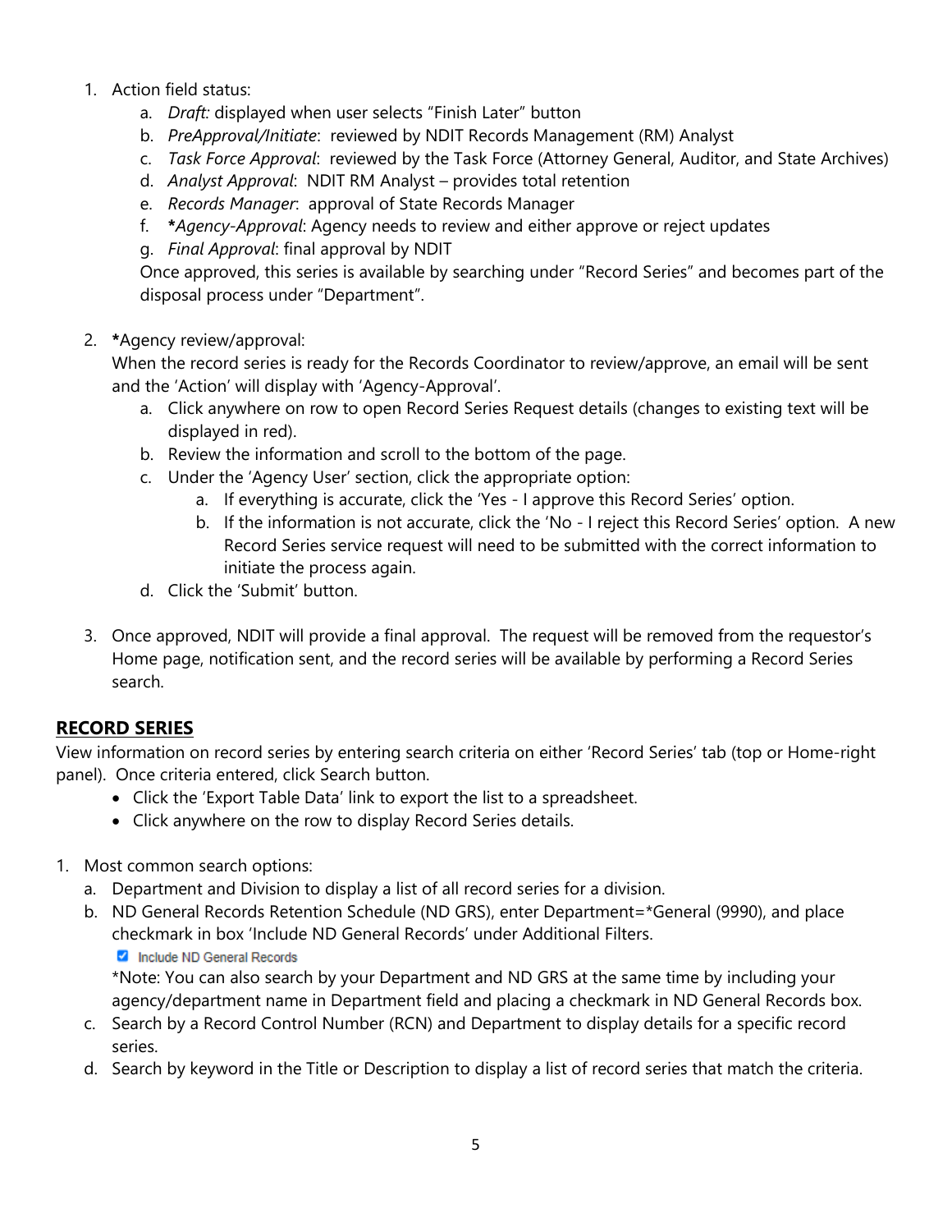1. Action field status:
    a. *Draft:* displayed when user selects "Finish Later" button
    b. *PreApproval/Initiate*: reviewed by NDIT Records Management (RM) Analyst
    c. *Task Force Approval*: reviewed by the Task Force (Attorney General, Auditor, and State Archives)
    d. *Analyst Approval*: NDIT RM Analyst – provides total retention
    e. *Records Manager*: approval of State Records Manager
    f. ***Agency-Approval***: Agency needs to review and either approve or reject updates
    g. *Final Approval*: final approval by NDIT

    Once approved, this series is available by searching under "Record Series" and becomes part of the disposal process under "Department".

2. ***Agency review/approval:**

    When the record series is ready for the Records Coordinator to review/approve, an email will be sent and the 'Action' will display with 'Agency-Approval'.
    a. Click anywhere on row to open Record Series Request details (changes to existing text will be displayed in red).
    b. Review the information and scroll to the bottom of the page.
    c. Under the 'Agency User' section, click the appropriate option:
        a. If everything is accurate, click the 'Yes - I approve this Record Series' option.
        b. If the information is not accurate, click the 'No - I reject this Record Series' option. A new Record Series service request will need to be submitted with the correct information to initiate the process again.
    d. Click the 'Submit' button.

3. Once approved, NDIT will provide a final approval. The request will be removed from the requestor's Home page, notification sent, and the record series will be available by performing a Record Series search.

## RECORD SERIES

View information on record series by entering search criteria on either 'Record Series' tab (top or Home-right panel). Once criteria entered, click Search button.

- Click the 'Export Table Data' link to export the list to a spreadsheet.
- Click anywhere on the row to display Record Series details.

1. Most common search options:
    a. Department and Division to display a list of all record series for a division.
    b. ND General Records Retention Schedule (ND GRS), enter Department=*General (9990), and place checkmark in box 'Include ND General Records' under Additional Filters.

       ☑ Include ND General Records

       *Note: You can also search by your Department and ND GRS at the same time by including your agency/department name in Department field and placing a checkmark in ND General Records box.
    c. Search by a Record Control Number (RCN) and Department to display details for a specific record series.
    d. Search by keyword in the Title or Description to display a list of record series that match the criteria.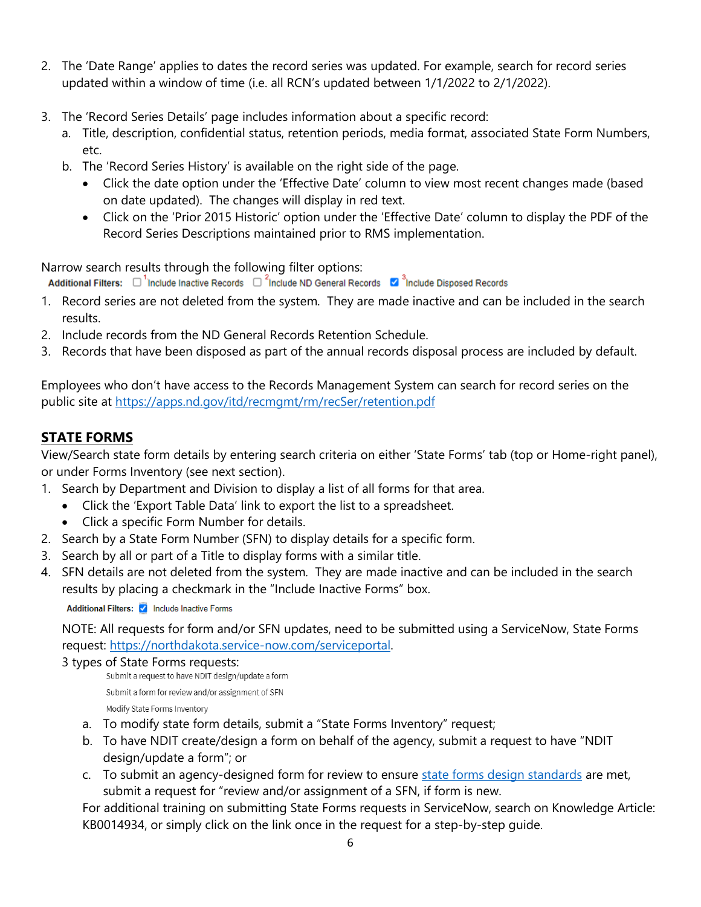2. The 'Date Range' applies to dates the record series was updated. For example, search for record series updated within a window of time (i.e. all RCN's updated between 1/1/2022 to 2/1/2022).

3. The 'Record Series Details' page includes information about a specific record:
   a. Title, description, confidential status, retention periods, media format, associated State Form Numbers, etc.
   b. The 'Record Series History' is available on the right side of the page.
      - Click the date option under the 'Effective Date' column to view most recent changes made (based on date updated). The changes will display in red text.
      - Click on the 'Prior 2015 Historic' option under the 'Effective Date' column to display the PDF of the Record Series Descriptions maintained prior to RMS implementation.

Narrow search results through the following filter options:

**Additional Filters:** ☐ [1]Include Inactive Records ☐ [2]Include ND General Records ☑ [3]Include Disposed Records

1. Record series are not deleted from the system. They are made inactive and can be included in the search results.
2. Include records from the ND General Records Retention Schedule.
3. Records that have been disposed as part of the annual records disposal process are included by default.

Employees who don't have access to the Records Management System can search for record series on the public site at https://apps.nd.gov/itd/recmgmt/rm/recSer/retention.pdf

## STATE FORMS

View/Search state form details by entering search criteria on either 'State Forms' tab (top or Home-right panel), or under Forms Inventory (see next section).

1. Search by Department and Division to display a list of all forms for that area.
   - Click the 'Export Table Data' link to export the list to a spreadsheet.
   - Click a specific Form Number for details.
2. Search by a State Form Number (SFN) to display details for a specific form.
3. Search by all or part of a Title to display forms with a similar title.
4. SFN details are not deleted from the system. They are made inactive and can be included in the search results by placing a checkmark in the "Include Inactive Forms" box.

   **Additional Filters:** ☑ Include Inactive Forms

   NOTE: All requests for form and/or SFN updates, need to be submitted using a ServiceNow, State Forms request: https://northdakota.service-now.com/serviceportal.

   3 types of State Forms requests:

   Submit a request to have NDIT design/update a form

   Submit a form for review and/or assignment of SFN

   Modify State Forms Inventory

   a. To modify state form details, submit a "State Forms Inventory" request;
   b. To have NDIT create/design a form on behalf of the agency, submit a request to have "NDIT design/update a form"; or
   c. To submit an agency-designed form for review to ensure state forms design standards are met, submit a request for "review and/or assignment of a SFN, if form is new.

   For additional training on submitting State Forms requests in ServiceNow, search on Knowledge Article: KB0014934, or simply click on the link once in the request for a step-by-step guide.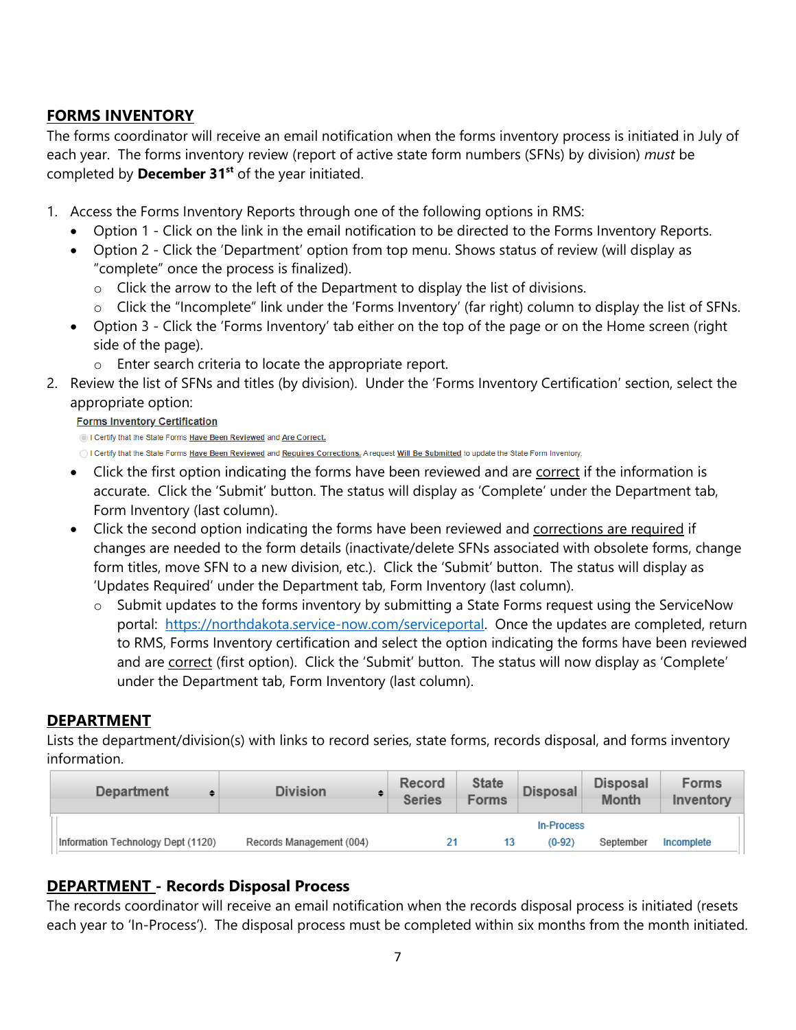## FORMS INVENTORY

The forms coordinator will receive an email notification when the forms inventory process is initiated in July of each year. The forms inventory review (report of active state form numbers (SFNs) by division) *must* be completed by **December 31st** of the year initiated.

1. Access the Forms Inventory Reports through one of the following options in RMS:
   - Option 1 - Click on the link in the email notification to be directed to the Forms Inventory Reports.
   - Option 2 - Click the 'Department' option from top menu. Shows status of review (will display as "complete" once the process is finalized).
     - Click the arrow to the left of the Department to display the list of divisions.
     - Click the "Incomplete" link under the 'Forms Inventory' (far right) column to display the list of SFNs.
   - Option 3 - Click the 'Forms Inventory' tab either on the top of the page or on the Home screen (right side of the page).
     - Enter search criteria to locate the appropriate report.
2. Review the list of SFNs and titles (by division). Under the 'Forms Inventory Certification' section, select the appropriate option:

   **Forms Inventory Certification**

   ○ I Certify that the State Forms Have Been Reviewed and Are Correct.

   ○ I Certify that the State Forms Have Been Reviewed and Requires Corrections. A request Will Be Submitted to update the State Form Inventory.

   - Click the first option indicating the forms have been reviewed and are correct if the information is accurate. Click the 'Submit' button. The status will display as 'Complete' under the Department tab, Form Inventory (last column).
   - Click the second option indicating the forms have been reviewed and corrections are required if changes are needed to the form details (inactivate/delete SFNs associated with obsolete forms, change form titles, move SFN to a new division, etc.). Click the 'Submit' button. The status will display as 'Updates Required' under the Department tab, Form Inventory (last column).
     - Submit updates to the forms inventory by submitting a State Forms request using the ServiceNow portal: https://northdakota.service-now.com/serviceportal. Once the updates are completed, return to RMS, Forms Inventory certification and select the option indicating the forms have been reviewed and are correct (first option). Click the 'Submit' button. The status will now display as 'Complete' under the Department tab, Form Inventory (last column).

## DEPARTMENT

Lists the department/division(s) with links to record series, state forms, records disposal, and forms inventory information.

| Department | Division | Record Series | State Forms | Disposal | Disposal Month | Forms Inventory |
|---|---|---|---|---|---|---|
| Information Technology Dept (1120) | Records Management (004) | 21 | 13 | In-Process (0-92) | September | Incomplete |

## DEPARTMENT - Records Disposal Process

The records coordinator will receive an email notification when the records disposal process is initiated (resets each year to 'In-Process'). The disposal process must be completed within six months from the month initiated.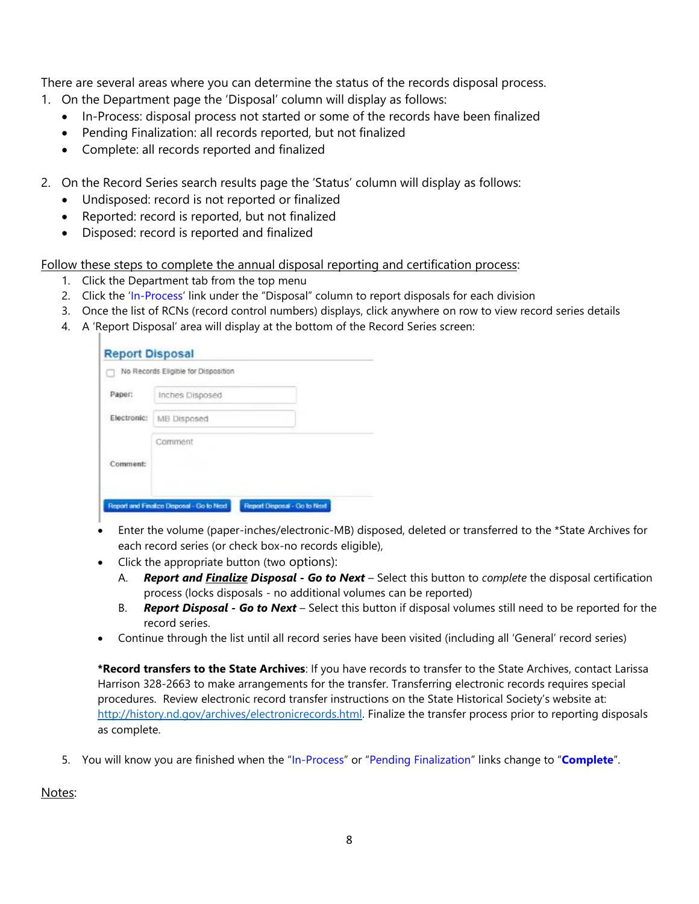There are several areas where you can determine the status of the records disposal process.

1. On the Department page the 'Disposal' column will display as follows:
   - In-Process: disposal process not started or some of the records have been finalized
   - Pending Finalization: all records reported, but not finalized
   - Complete: all records reported and finalized

2. On the Record Series search results page the 'Status' column will display as follows:
   - Undisposed: record is not reported or finalized
   - Reported: record is reported, but not finalized
   - Disposed: record is reported and finalized

<u>Follow these steps to complete the annual disposal reporting and certification process</u>:

1. Click the Department tab from the top menu
2. Click the 'In-Process' link under the "Disposal" column to report disposals for each division
3. Once the list of RCNs (record control numbers) displays, click anywhere on row to view record series details
4. A 'Report Disposal' area will display at the bottom of the Record Series screen:

   **Report Disposal**

   ☐ No Records Eligible for Disposition

   Paper: Inches Disposed

   Electronic: MB Disposed

   Comment: Comment

   [Report and Finalize Disposal - Go to Next] [Report Disposal - Go to Next]

   - Enter the volume (paper-inches/electronic-MB) disposed, deleted or transferred to the *State Archives for each record series (or check box-no records eligible),
   - Click the appropriate button (two options):
     - A. ***Report and <u>Finalize</u> Disposal - Go to Next*** – Select this button to *complete* the disposal certification process (locks disposals - no additional volumes can be reported)
     - B. ***Report Disposal - Go to Next*** – Select this button if disposal volumes still need to be reported for the record series.
   - Continue through the list until all record series have been visited (including all 'General' record series)

   ***Record transfers to the State Archives**: If you have records to transfer to the State Archives, contact Larissa Harrison 328-2663 to make arrangements for the transfer. Transferring electronic records requires special procedures. Review electronic record transfer instructions on the State Historical Society's website at: http://history.nd.gov/archives/electronicrecords.html. Finalize the transfer process prior to reporting disposals as complete.

5. You will know you are finished when the "In-Process" or "Pending Finalization" links change to "**Complete**".

<u>Notes</u>: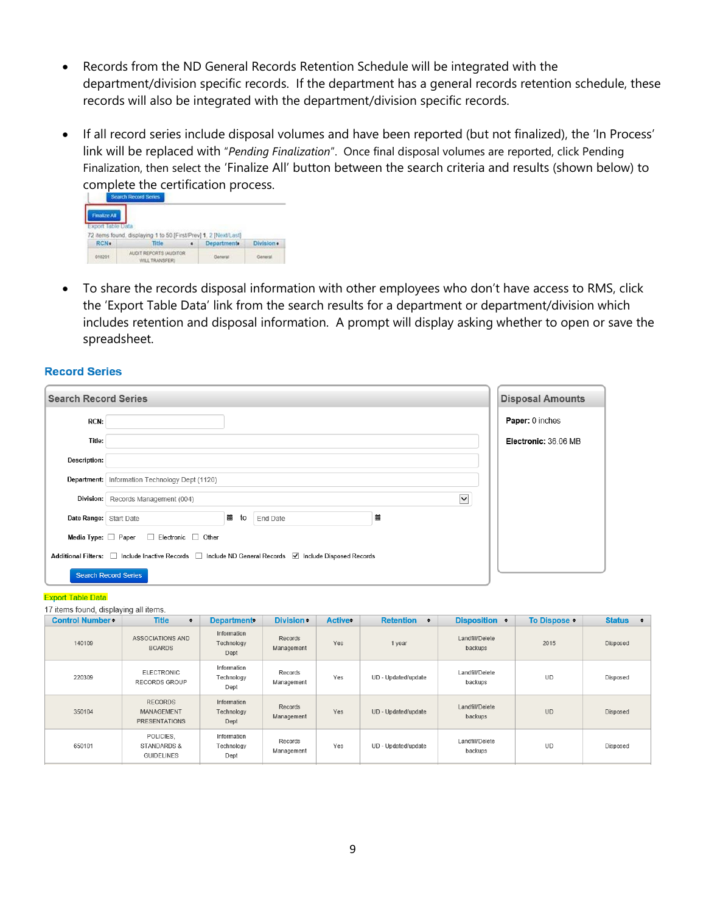- Records from the ND General Records Retention Schedule will be integrated with the department/division specific records. If the department has a general records retention schedule, these records will also be integrated with the department/division specific records.

- If all record series include disposal volumes and have been reported (but not finalized), the 'In Process' link will be replaced with "*Pending Finalization*". Once final disposal volumes are reported, click Pending Finalization, then select the 'Finalize All' button between the search criteria and results (shown below) to complete the certification process.

Search Record Series

Finalize All

Export Table Data

72 items found, displaying 1 to 50 [First/Prev] 1, 2 [Next/Last]

| RCN | Title | Department | Division |
|---|---|---|---|
| 010201 | AUDIT REPORTS (AUDITOR WILL TRANSFER) | General | General |

- To share the records disposal information with other employees who don't have access to RMS, click the 'Export Table Data' link from the search results for a department or department/division which includes retention and disposal information. A prompt will display asking whether to open or save the spreadsheet.

**Record Series**

**Search Record Series**

RCN:

Title:

Description:

Department: Information Technology Dept (1120)

Division: Records Management (004)

Date Range: Start Date to End Date

Media Type: ☐ Paper ☐ Electronic ☐ Other

Additional Filters: ☐ Include Inactive Records ☐ Include ND General Records ☑ Include Disposed Records

Search Record Series

**Disposal Amounts**

**Paper:** 0 inches

**Electronic:** 36.06 MB

Export Table Data

17 items found, displaying all items.

| Control Number | Title | Department | Division | Active | Retention | Disposition | To Dispose | Status |
|---|---|---|---|---|---|---|---|---|
| 140109 | ASSOCIATIONS AND BOARDS | Information Technology Dept | Records Management | Yes | 1 year | Landfill/Delete backups | 2015 | Disposed |
| 220309 | ELECTRONIC RECORDS GROUP | Information Technology Dept | Records Management | Yes | UD - Updated/update | Landfill/Delete backups | UD | Disposed |
| 350104 | RECORDS MANAGEMENT PRESENTATIONS | Information Technology Dept | Records Management | Yes | UD - Updated/update | Landfill/Delete backups | UD | Disposed |
| 650101 | POLICIES, STANDARDS & GUIDELINES | Information Technology Dept | Records Management | Yes | UD - Updated/update | Landfill/Delete backups | UD | Disposed |